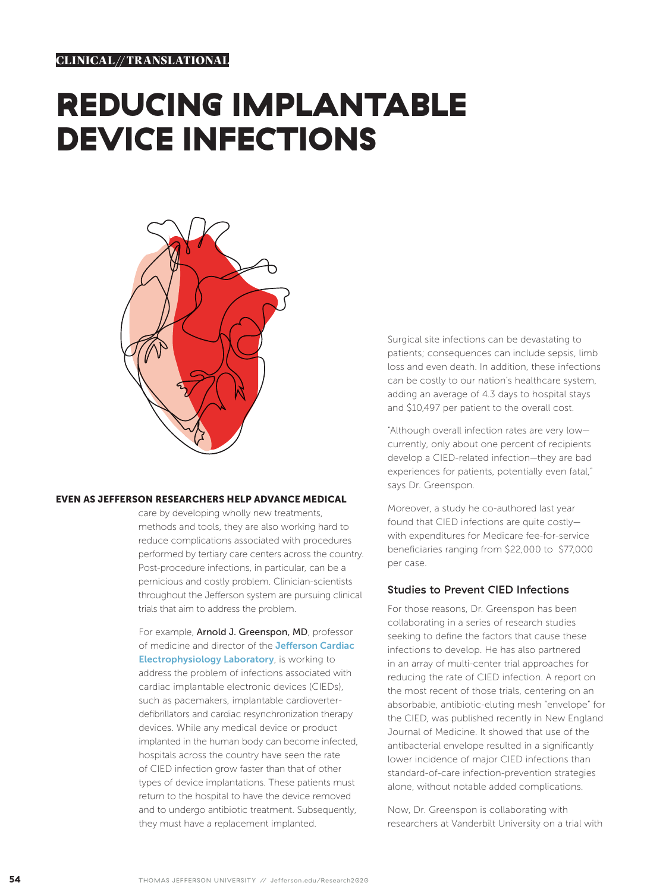CLINICAL//TRANSLATIONAL

# REDUCING IMPLANTABLE DEVICE INFECTIONS

**EVEN AS JEFFERSON RESEARCHERS HELP ADVANCE MEDICAL** care by developing wholly new treatments, methods and tools, they are also working hard to reduce complications associated with procedures performed by tertiary care centers across the country. Post-procedure infections, in particular, can be a pernicious and costly problem. Clinician-scientists throughout the Jefferson system are pursuing clinical trials that aim to address the problem.

For example, **Arnold J. Greenspon, MD**, professor of medicine and director of the **Jefferson Cardiac Electrophysiology Laboratory**, is working to address the problem of infections associated with cardiac implantable electronic devices (CIEDs), such as pacemakers, implantable cardioverter-defibrillators and cardiac resynchronization therapy devices. While any medical device or product implanted in the human body can become infected, hospitals across the country have seen the rate of CIED infection grow faster than that of other types of device implantations. These patients must return to the hospital to have the device removed and to undergo antibiotic treatment. Subsequently, they must have a replacement implanted.

Surgical site infections can be devastating to patients; consequences can include sepsis, limb loss and even death. In addition, these infections can be costly to our nation's healthcare system, adding an average of 4.3 days to hospital stays and $10,497 per patient to the overall cost.

"Although overall infection rates are very low—currently, only about one percent of recipients develop a CIED-related infection—they are bad experiences for patients, potentially even fatal," says Dr. Greenspon.

Moreover, a study he co-authored last year found that CIED infections are quite costly—with expenditures for Medicare fee-for-service beneficiaries ranging from $22,000 to $77,000 per case.

## Studies to Prevent CIED Infections

For those reasons, Dr. Greenspon has been collaborating in a series of research studies seeking to define the factors that cause these infections to develop. He has also partnered in an array of multi-center trial approaches for reducing the rate of CIED infection. A report on the most recent of those trials, centering on an absorbable, antibiotic-eluting mesh "envelope" for the CIED, was published recently in New England Journal of Medicine. It showed that use of the antibacterial envelope resulted in a significantly lower incidence of major CIED infections than standard-of-care infection-prevention strategies alone, without notable added complications.

Now, Dr. Greenspon is collaborating with researchers at Vanderbilt University on a trial with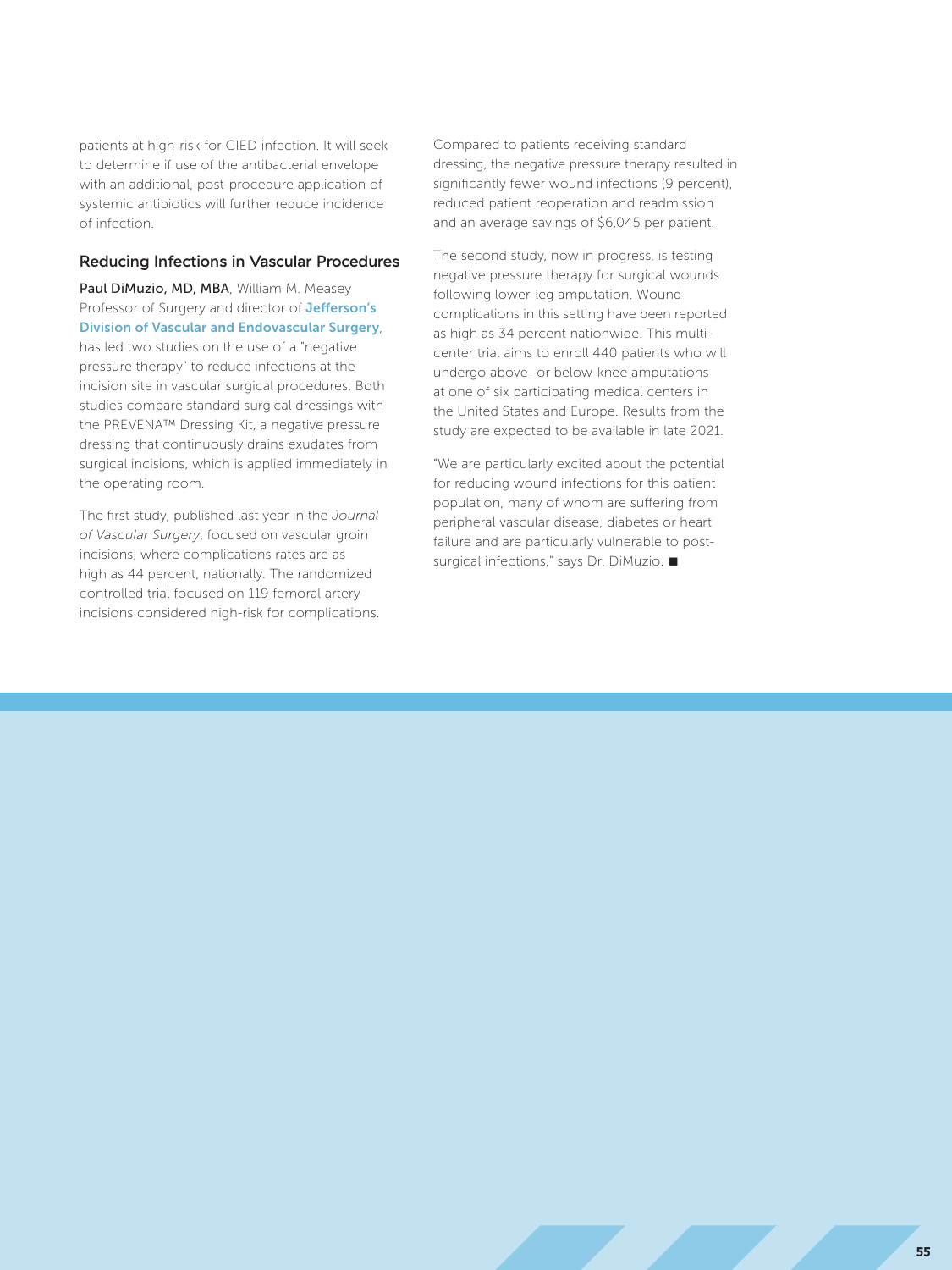patients at high-risk for CIED infection. It will seek to determine if use of the antibacterial envelope with an additional, post-procedure application of systemic antibiotics will further reduce incidence of infection.

### Reducing Infections in Vascular Procedures

**Paul DiMuzio, MD, MBA**, William M. Measey Professor of Surgery and director of **Jefferson's Division of Vascular and Endovascular Surgery**, has led two studies on the use of a "negative pressure therapy" to reduce infections at the incision site in vascular surgical procedures. Both studies compare standard surgical dressings with the PREVENA™ Dressing Kit, a negative pressure dressing that continuously drains exudates from surgical incisions, which is applied immediately in the operating room.

The first study, published last year in the *Journal of Vascular Surgery*, focused on vascular groin incisions, where complications rates are as high as 44 percent, nationally. The randomized controlled trial focused on 119 femoral artery incisions considered high-risk for complications. Compared to patients receiving standard dressing, the negative pressure therapy resulted in significantly fewer wound infections (9 percent), reduced patient reoperation and readmission and an average savings of $6,045 per patient.

The second study, now in progress, is testing negative pressure therapy for surgical wounds following lower-leg amputation. Wound complications in this setting have been reported as high as 34 percent nationwide. This multi-center trial aims to enroll 440 patients who will undergo above- or below-knee amputations at one of six participating medical centers in the United States and Europe. Results from the study are expected to be available in late 2021.

"We are particularly excited about the potential for reducing wound infections for this patient population, many of whom are suffering from peripheral vascular disease, diabetes or heart failure and are particularly vulnerable to post-surgical infections," says Dr. DiMuzio. ■